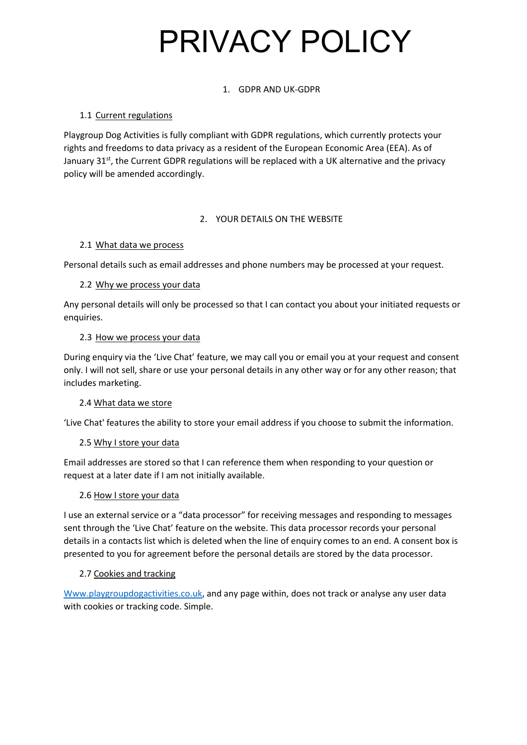# PRIVACY POLICY

## 1. GDPR AND UK-GDPR

### 1.1 Current regulations

Playgroup Dog Activities is fully compliant with GDPR regulations, which currently protects your rights and freedoms to data privacy as a resident of the European Economic Area (EEA). As of January 31st, the Current GDPR regulations will be replaced with a UK alternative and the privacy policy will be amended accordingly.

## 2. YOUR DETAILS ON THE WEBSITE

### 2.1 What data we process

Personal details such as email addresses and phone numbers may be processed at your request.

### 2.2 Why we process your data

Any personal details will only be processed so that I can contact you about your initiated requests or enquiries.

### 2.3 How we process your data

During enquiry via the 'Live Chat' feature, we may call you or email you at your request and consent only. I will not sell, share or use your personal details in any other way or for any other reason; that includes marketing.

### 2.4 What data we store

'Live Chat' features the ability to store your email address if you choose to submit the information.

### 2.5 Why I store your data

Email addresses are stored so that I can reference them when responding to your question or request at a later date if I am not initially available.

### 2.6 How I store your data

I use an external service or a "data processor" for receiving messages and responding to messages sent through the 'Live Chat' feature on the website. This data processor records your personal details in a contacts list which is deleted when the line of enquiry comes to an end. A consent box is presented to you for agreement before the personal details are stored by the data processor.

### 2.7 Cookies and tracking

Www.playgroupdogactivities.co.uk, and any page within, does not track or analyse any user data with cookies or tracking code. Simple.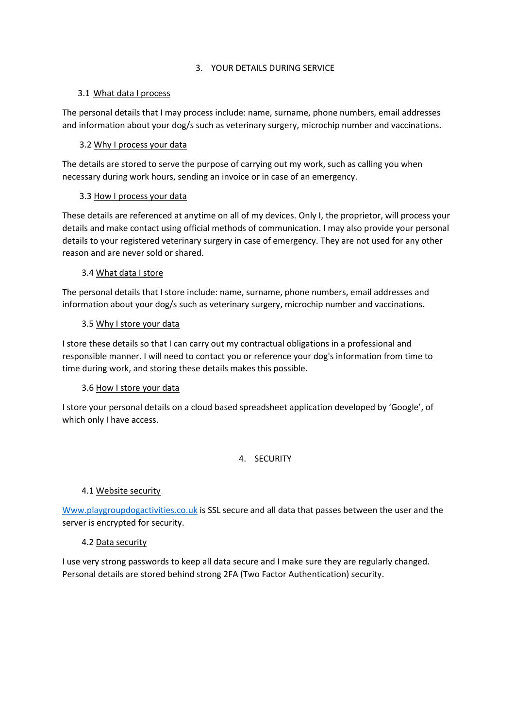## 3. YOUR DETAILS DURING SERVICE

### 3.1 What data I process

The personal details that I may process include: name, surname, phone numbers, email addresses and information about your dog/s such as veterinary surgery, microchip number and vaccinations.

### 3.2 Why I process your data

The details are stored to serve the purpose of carrying out my work, such as calling you when necessary during work hours, sending an invoice or in case of an emergency.

### 3.3 How I process your data

These details are referenced at anytime on all of my devices. Only I, the proprietor, will process your details and make contact using official methods of communication. I may also provide your personal details to your registered veterinary surgery in case of emergency. They are not used for any other reason and are never sold or shared.

### 3.4 What data I store

The personal details that I store include: name, surname, phone numbers, email addresses and information about your dog/s such as veterinary surgery, microchip number and vaccinations.

### 3.5 Why I store your data

I store these details so that I can carry out my contractual obligations in a professional and responsible manner. I will need to contact you or reference your dog's information from time to time during work, and storing these details makes this possible.

### 3.6 How I store your data

I store your personal details on a cloud based spreadsheet application developed by 'Google', of which only I have access.

## 4. SECURITY

### 4.1 Website security

[Www.playgroupdogactivities.co.uk](http://www.playgroupdogactivities.co.uk) is SSL secure and all data that passes between the user and the server is encrypted for security.

### 4.2 Data security

I use very strong passwords to keep all data secure and I make sure they are regularly changed. Personal details are stored behind strong 2FA (Two Factor Authentication) security.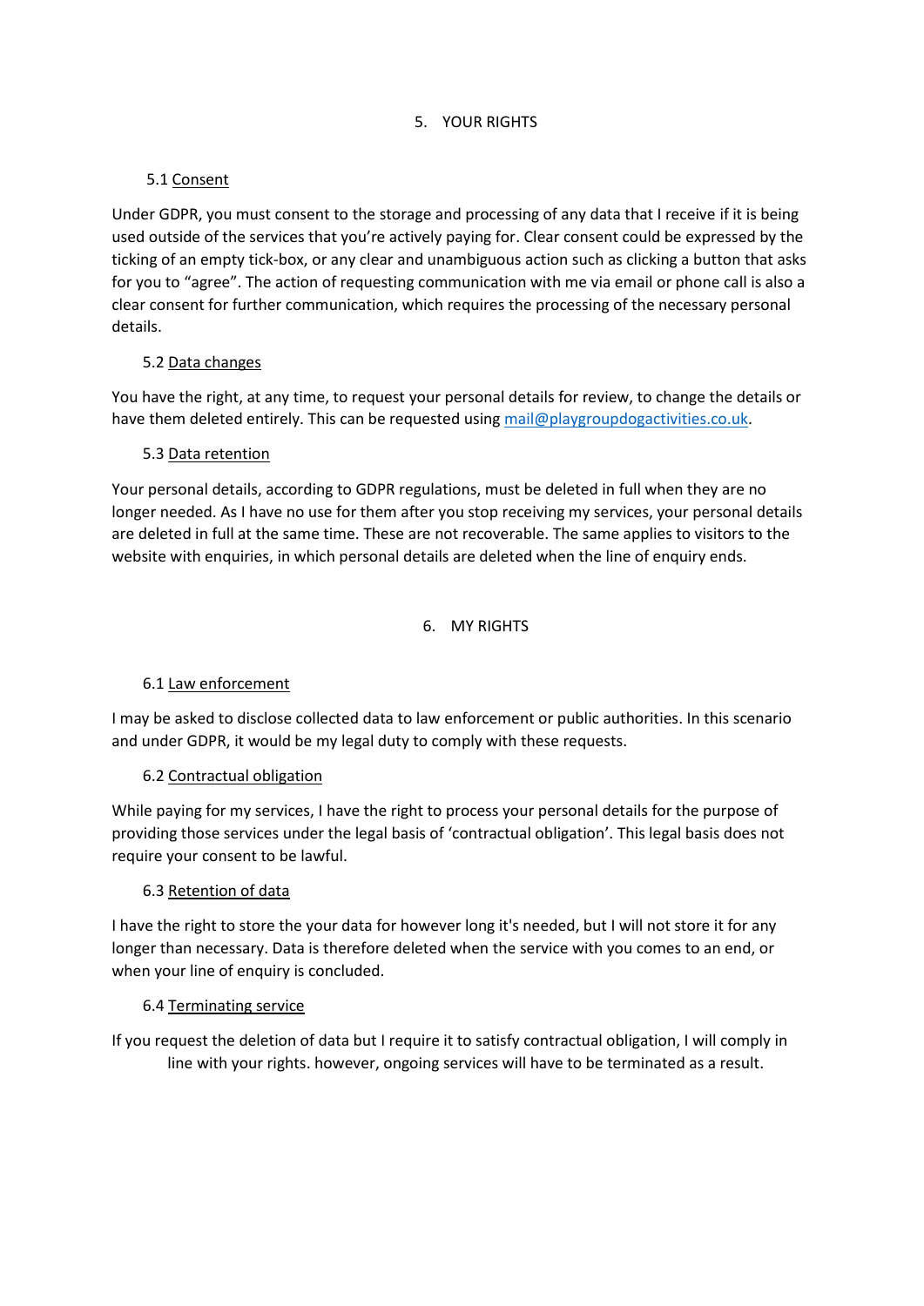## 5. YOUR RIGHTS

### 5.1 Consent

Under GDPR, you must consent to the storage and processing of any data that I receive if it is being used outside of the services that you're actively paying for. Clear consent could be expressed by the ticking of an empty tick-box, or any clear and unambiguous action such as clicking a button that asks for you to "agree". The action of requesting communication with me via email or phone call is also a clear consent for further communication, which requires the processing of the necessary personal details.

### 5.2 Data changes

You have the right, at any time, to request your personal details for review, to change the details or have them deleted entirely. This can be requested using mail@playgroupdogactivities.co.uk.

### 5.3 Data retention

Your personal details, according to GDPR regulations, must be deleted in full when they are no longer needed. As I have no use for them after you stop receiving my services, your personal details are deleted in full at the same time. These are not recoverable. The same applies to visitors to the website with enquiries, in which personal details are deleted when the line of enquiry ends.

## 6. MY RIGHTS

### 6.1 Law enforcement

I may be asked to disclose collected data to law enforcement or public authorities. In this scenario and under GDPR, it would be my legal duty to comply with these requests.

### 6.2 Contractual obligation

While paying for my services, I have the right to process your personal details for the purpose of providing those services under the legal basis of 'contractual obligation'. This legal basis does not require your consent to be lawful.

### 6.3 Retention of data

I have the right to store the your data for however long it's needed, but I will not store it for any longer than necessary. Data is therefore deleted when the service with you comes to an end, or when your line of enquiry is concluded.

### 6.4 Terminating service

If you request the deletion of data but I require it to satisfy contractual obligation, I will comply in line with your rights. however, ongoing services will have to be terminated as a result.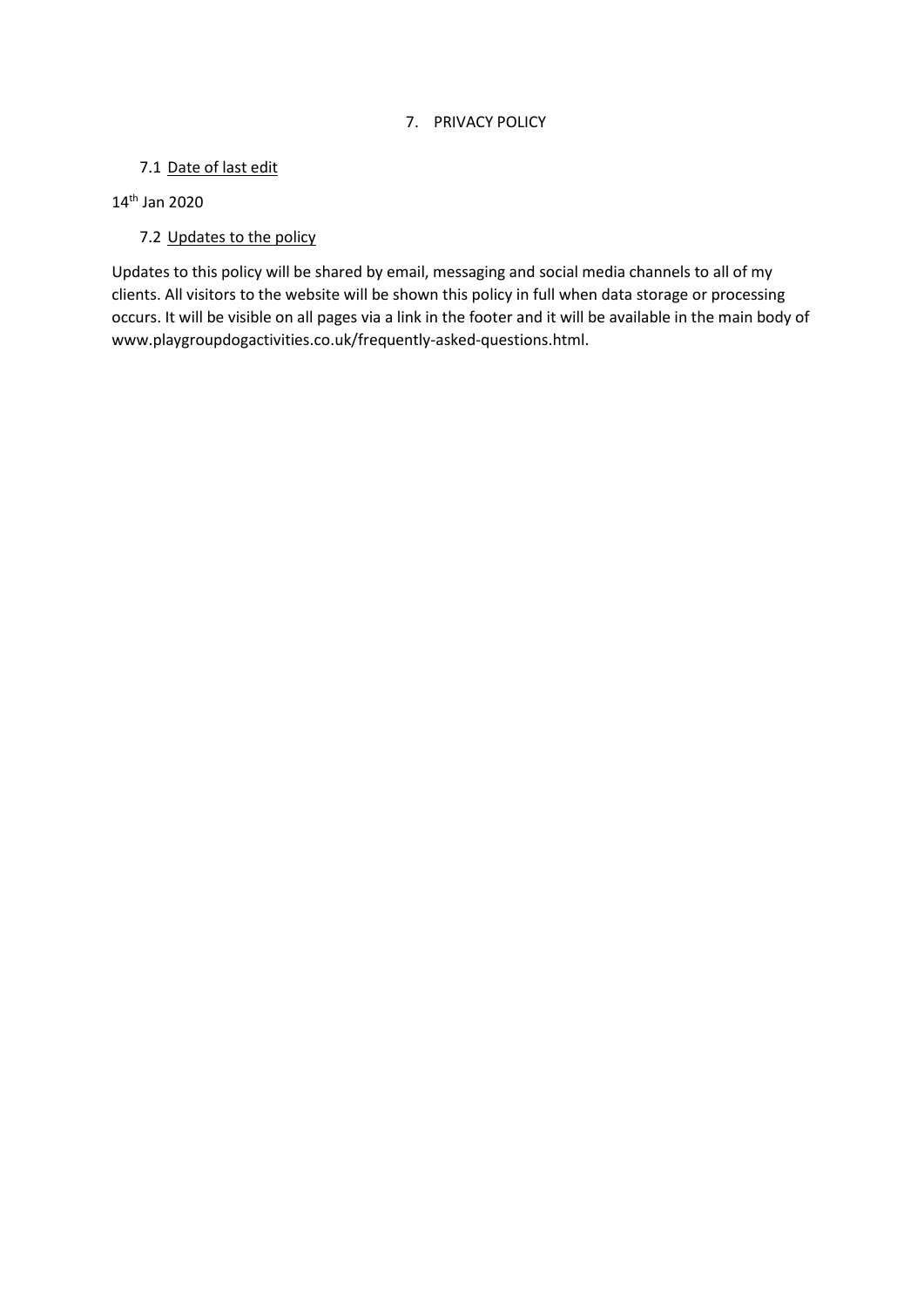# 7. PRIVACY POLICY

## 7.1 Date of last edit

14th Jan 2020

## 7.2 Updates to the policy

Updates to this policy will be shared by email, messaging and social media channels to all of my clients. All visitors to the website will be shown this policy in full when data storage or processing occurs. It will be visible on all pages via a link in the footer and it will be available in the main body of www.playgroupdogactivities.co.uk/frequently-asked-questions.html.